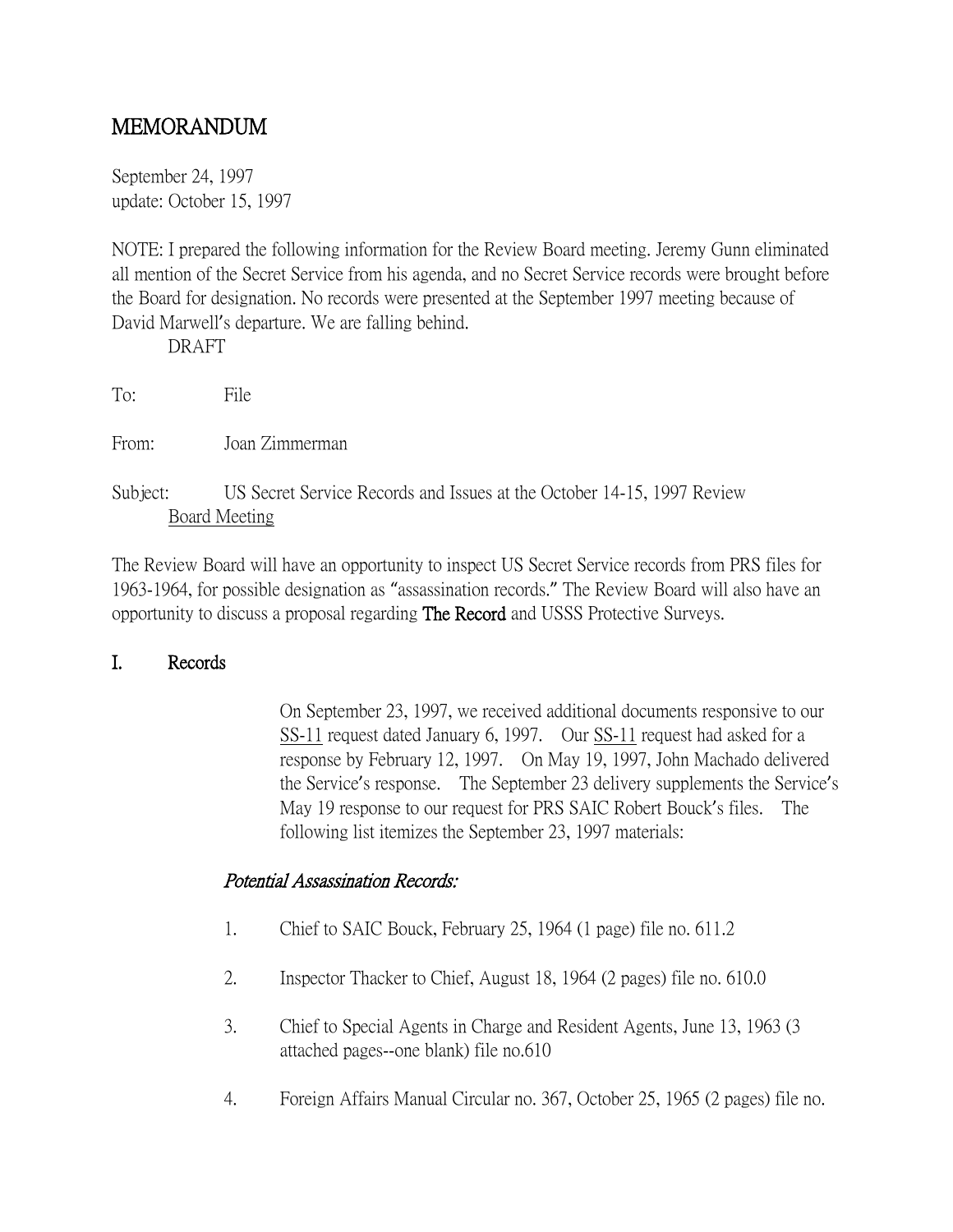# MEMORANDUM

September 24, 1997
update: October 15, 1997

NOTE: I prepared the following information for the Review Board meeting. Jeremy Gunn eliminated all mention of the Secret Service from his agenda, and no Secret Service records were brought before the Board for designation. No records were presented at the September 1997 meeting because of David Marwell's departure. We are falling behind.

DRAFT

To: File

From: Joan Zimmerman

Subject: US Secret Service Records and Issues at the October 14-15, 1997 Review Board Meeting

The Review Board will have an opportunity to inspect US Secret Service records from PRS files for 1963-1964, for possible designation as "assassination records." The Review Board will also have an opportunity to discuss a proposal regarding **The Record** and USSS Protective Surveys.

## I. Records

On September 23, 1997, we received additional documents responsive to our SS-11 request dated January 6, 1997. Our SS-11 request had asked for a response by February 12, 1997. On May 19, 1997, John Machado delivered the Service's response. The September 23 delivery supplements the Service's May 19 response to our request for PRS SAIC Robert Bouck's files. The following list itemizes the September 23, 1997 materials:

### *Potential Assassination Records:*

1. Chief to SAIC Bouck, February 25, 1964 (1 page) file no. 611.2
2. Inspector Thacker to Chief, August 18, 1964 (2 pages) file no. 610.0
3. Chief to Special Agents in Charge and Resident Agents, June 13, 1963 (3 attached pages--one blank) file no.610
4. Foreign Affairs Manual Circular no. 367, October 25, 1965 (2 pages) file no.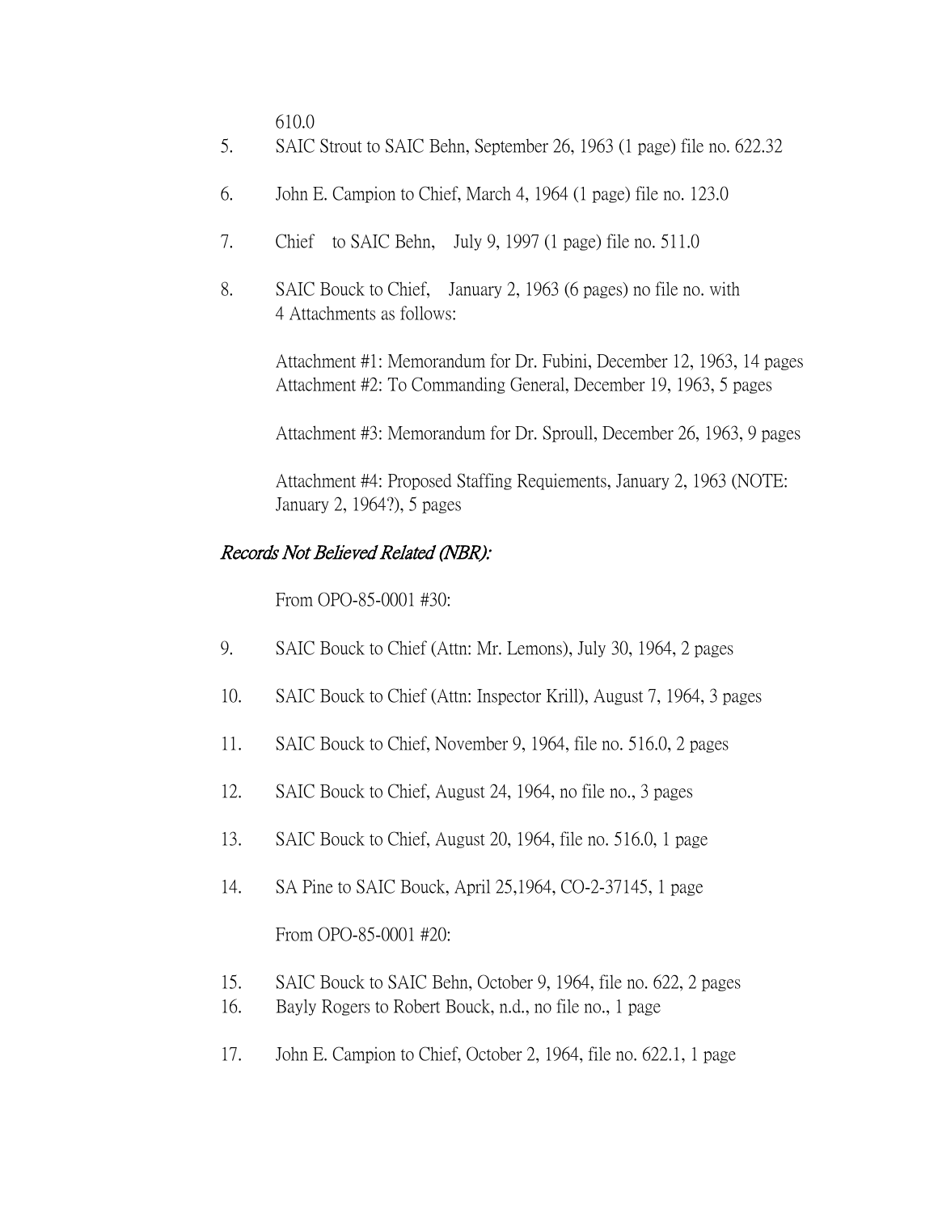610.0

5. SAIC Strout to SAIC Behn, September 26, 1963 (1 page) file no. 622.32

6. John E. Campion to Chief, March 4, 1964 (1 page) file no. 123.0

7. Chief to SAIC Behn, July 9, 1997 (1 page) file no. 511.0

8. SAIC Bouck to Chief, January 2, 1963 (6 pages) no file no. with 4 Attachments as follows:

   Attachment #1: Memorandum for Dr. Fubini, December 12, 1963, 14 pages
   Attachment #2: To Commanding General, December 19, 1963, 5 pages

   Attachment #3: Memorandum for Dr. Sproull, December 26, 1963, 9 pages

   Attachment #4: Proposed Staffing Requiements, January 2, 1963 (NOTE: January 2, 1964?), 5 pages

*Records Not Believed Related (NBR):*

From OPO-85-0001 #30:

9. SAIC Bouck to Chief (Attn: Mr. Lemons), July 30, 1964, 2 pages

10. SAIC Bouck to Chief (Attn: Inspector Krill), August 7, 1964, 3 pages

11. SAIC Bouck to Chief, November 9, 1964, file no. 516.0, 2 pages

12. SAIC Bouck to Chief, August 24, 1964, no file no., 3 pages

13. SAIC Bouck to Chief, August 20, 1964, file no. 516.0, 1 page

14. SA Pine to SAIC Bouck, April 25,1964, CO-2-37145, 1 page

From OPO-85-0001 #20:

15. SAIC Bouck to SAIC Behn, October 9, 1964, file no. 622, 2 pages
16. Bayly Rogers to Robert Bouck, n.d., no file no., 1 page

17. John E. Campion to Chief, October 2, 1964, file no. 622.1, 1 page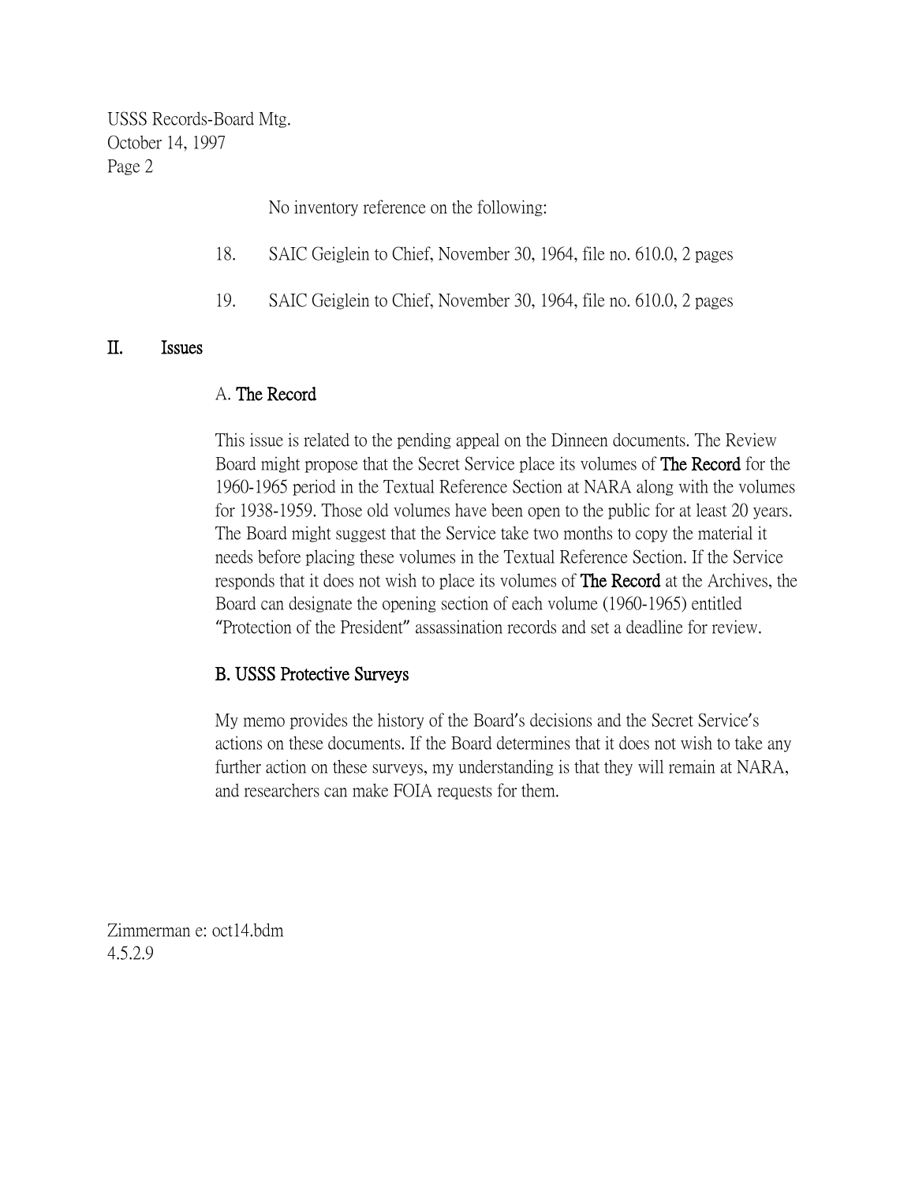No inventory reference on the following:

18. SAIC Geiglein to Chief, November 30, 1964, file no. 610.0, 2 pages

19. SAIC Geiglein to Chief, November 30, 1964, file no. 610.0, 2 pages

## II. Issues

### A. The Record

This issue is related to the pending appeal on the Dinneen documents. The Review Board might propose that the Secret Service place its volumes of **The Record** for the 1960-1965 period in the Textual Reference Section at NARA along with the volumes for 1938-1959. Those old volumes have been open to the public for at least 20 years. The Board might suggest that the Service take two months to copy the material it needs before placing these volumes in the Textual Reference Section. If the Service responds that it does not wish to place its volumes of **The Record** at the Archives, the Board can designate the opening section of each volume (1960-1965) entitled "Protection of the President" assassination records and set a deadline for review.

### B. USSS Protective Surveys

My memo provides the history of the Board's decisions and the Secret Service's actions on these documents. If the Board determines that it does not wish to take any further action on these surveys, my understanding is that they will remain at NARA, and researchers can make FOIA requests for them.

Zimmerman e: oct14.bdm
4.5.2.9